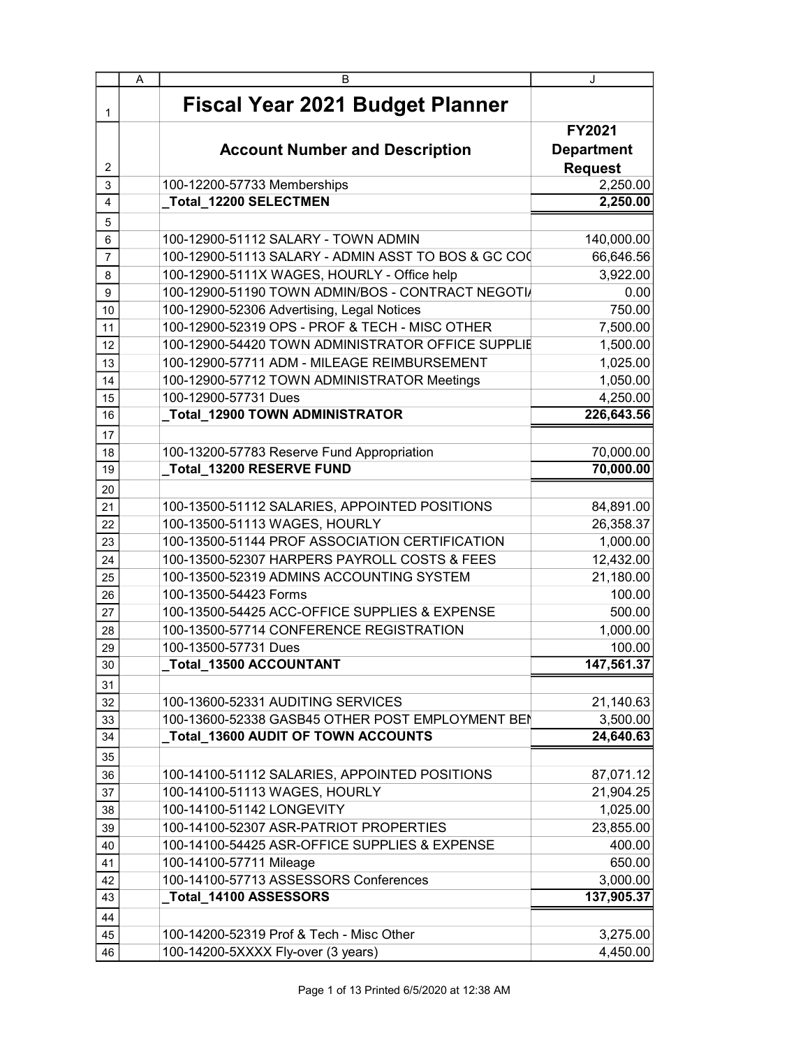# Fiscal Year 2021 Budget Planner

| Account Number and Description | FY2021 Department Request |
|---|---|
| 100-12200-57733 Memberships | 2,250.00 |
| **_Total_12200 SELECTMEN** | **2,250.00** |
| | |
| 100-12900-51112 SALARY - TOWN ADMIN | 140,000.00 |
| 100-12900-51113 SALARY - ADMIN ASST TO BOS & GC COO | 66,646.56 |
| 100-12900-5111X WAGES, HOURLY - Office help | 3,922.00 |
| 100-12900-51190 TOWN ADMIN/BOS - CONTRACT NEGOTIA | 0.00 |
| 100-12900-52306 Advertising, Legal Notices | 750.00 |
| 100-12900-52319 OPS - PROF & TECH - MISC OTHER | 7,500.00 |
| 100-12900-54420 TOWN ADMINISTRATOR OFFICE SUPPLIE | 1,500.00 |
| 100-12900-57711 ADM - MILEAGE REIMBURSEMENT | 1,025.00 |
| 100-12900-57712 TOWN ADMINISTRATOR Meetings | 1,050.00 |
| 100-12900-57731 Dues | 4,250.00 |
| **_Total_12900 TOWN ADMINISTRATOR** | **226,643.56** |
| | |
| 100-13200-57783 Reserve Fund Appropriation | 70,000.00 |
| **_Total_13200 RESERVE FUND** | **70,000.00** |
| | |
| 100-13500-51112 SALARIES, APPOINTED POSITIONS | 84,891.00 |
| 100-13500-51113 WAGES, HOURLY | 26,358.37 |
| 100-13500-51144 PROF ASSOCIATION CERTIFICATION | 1,000.00 |
| 100-13500-52307 HARPERS PAYROLL COSTS & FEES | 12,432.00 |
| 100-13500-52319 ADMINS ACCOUNTING SYSTEM | 21,180.00 |
| 100-13500-54423 Forms | 100.00 |
| 100-13500-54425 ACC-OFFICE SUPPLIES & EXPENSE | 500.00 |
| 100-13500-57714 CONFERENCE REGISTRATION | 1,000.00 |
| 100-13500-57731 Dues | 100.00 |
| **_Total_13500 ACCOUNTANT** | **147,561.37** |
| | |
| 100-13600-52331 AUDITING SERVICES | 21,140.63 |
| 100-13600-52338 GASB45 OTHER POST EMPLOYMENT BEN | 3,500.00 |
| **_Total_13600 AUDIT OF TOWN ACCOUNTS** | **24,640.63** |
| | |
| 100-14100-51112 SALARIES, APPOINTED POSITIONS | 87,071.12 |
| 100-14100-51113 WAGES, HOURLY | 21,904.25 |
| 100-14100-51142 LONGEVITY | 1,025.00 |
| 100-14100-52307 ASR-PATRIOT PROPERTIES | 23,855.00 |
| 100-14100-54425 ASR-OFFICE SUPPLIES & EXPENSE | 400.00 |
| 100-14100-57711 Mileage | 650.00 |
| 100-14100-57713 ASSESSORS Conferences | 3,000.00 |
| **_Total_14100 ASSESSORS** | **137,905.37** |
| | |
| 100-14200-52319 Prof & Tech - Misc Other | 3,275.00 |
| 100-14200-5XXXX Fly-over (3 years) | 4,450.00 |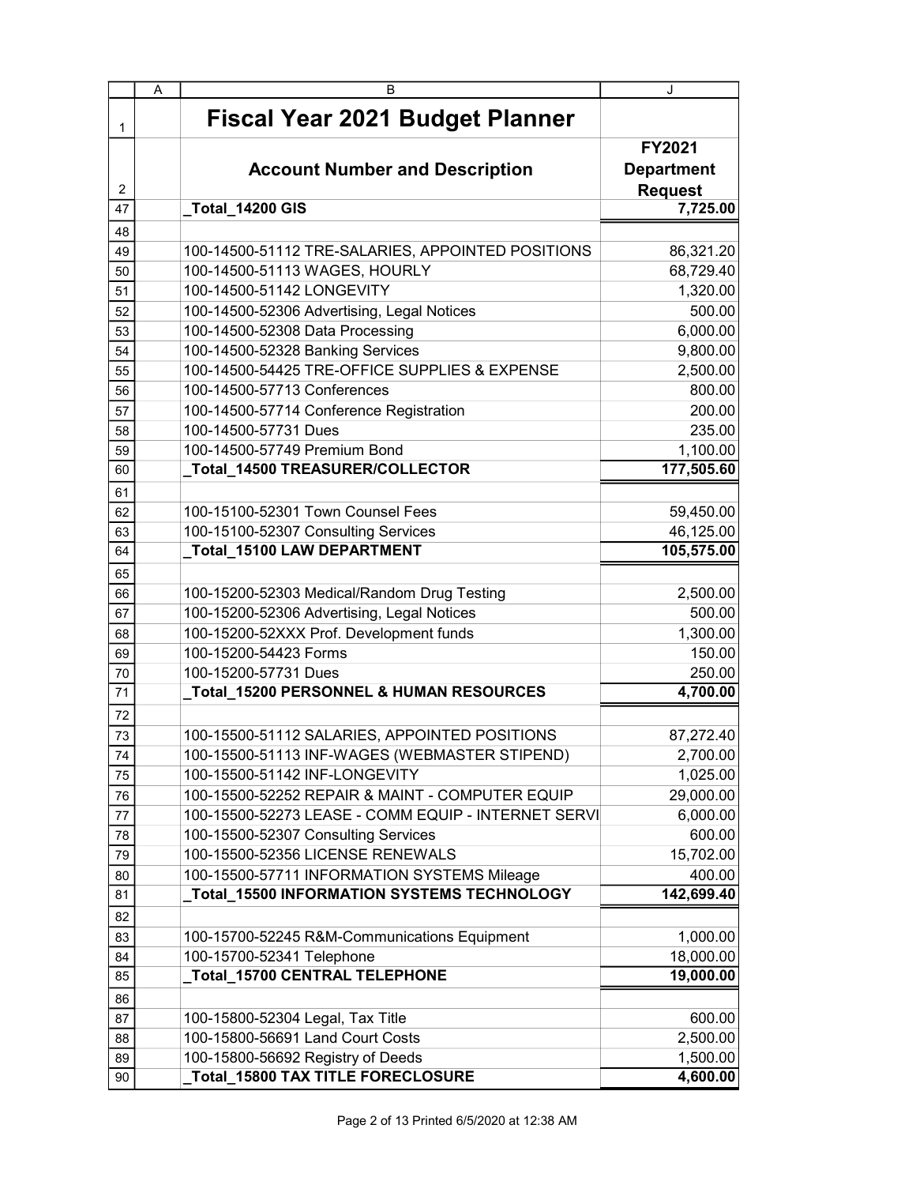# Fiscal Year 2021 Budget Planner

| Account Number and Description | FY2021 Department Request |
|---|---|
| _Total_14200 GIS | 7,725.00 |
| | |
| 100-14500-51112 TRE-SALARIES, APPOINTED POSITIONS | 86,321.20 |
| 100-14500-51113 WAGES, HOURLY | 68,729.40 |
| 100-14500-51142 LONGEVITY | 1,320.00 |
| 100-14500-52306 Advertising, Legal Notices | 500.00 |
| 100-14500-52308 Data Processing | 6,000.00 |
| 100-14500-52328 Banking Services | 9,800.00 |
| 100-14500-54425 TRE-OFFICE SUPPLIES & EXPENSE | 2,500.00 |
| 100-14500-57713 Conferences | 800.00 |
| 100-14500-57714 Conference Registration | 200.00 |
| 100-14500-57731 Dues | 235.00 |
| 100-14500-57749 Premium Bond | 1,100.00 |
| _Total_14500 TREASURER/COLLECTOR | 177,505.60 |
| | |
| 100-15100-52301 Town Counsel Fees | 59,450.00 |
| 100-15100-52307 Consulting Services | 46,125.00 |
| _Total_15100 LAW DEPARTMENT | 105,575.00 |
| | |
| 100-15200-52303 Medical/Random Drug Testing | 2,500.00 |
| 100-15200-52306 Advertising, Legal Notices | 500.00 |
| 100-15200-52XXX Prof. Development funds | 1,300.00 |
| 100-15200-54423 Forms | 150.00 |
| 100-15200-57731 Dues | 250.00 |
| _Total_15200 PERSONNEL & HUMAN RESOURCES | 4,700.00 |
| | |
| 100-15500-51112 SALARIES, APPOINTED POSITIONS | 87,272.40 |
| 100-15500-51113 INF-WAGES (WEBMASTER STIPEND) | 2,700.00 |
| 100-15500-51142 INF-LONGEVITY | 1,025.00 |
| 100-15500-52252 REPAIR & MAINT - COMPUTER EQUIP | 29,000.00 |
| 100-15500-52273 LEASE - COMM EQUIP - INTERNET SERVI | 6,000.00 |
| 100-15500-52307 Consulting Services | 600.00 |
| 100-15500-52356 LICENSE RENEWALS | 15,702.00 |
| 100-15500-57711 INFORMATION SYSTEMS Mileage | 400.00 |
| _Total_15500 INFORMATION SYSTEMS TECHNOLOGY | 142,699.40 |
| | |
| 100-15700-52245 R&M-Communications Equipment | 1,000.00 |
| 100-15700-52341 Telephone | 18,000.00 |
| _Total_15700 CENTRAL TELEPHONE | 19,000.00 |
| | |
| 100-15800-52304 Legal, Tax Title | 600.00 |
| 100-15800-56691 Land Court Costs | 2,500.00 |
| 100-15800-56692 Registry of Deeds | 1,500.00 |
| _Total_15800 TAX TITLE FORECLOSURE | 4,600.00 |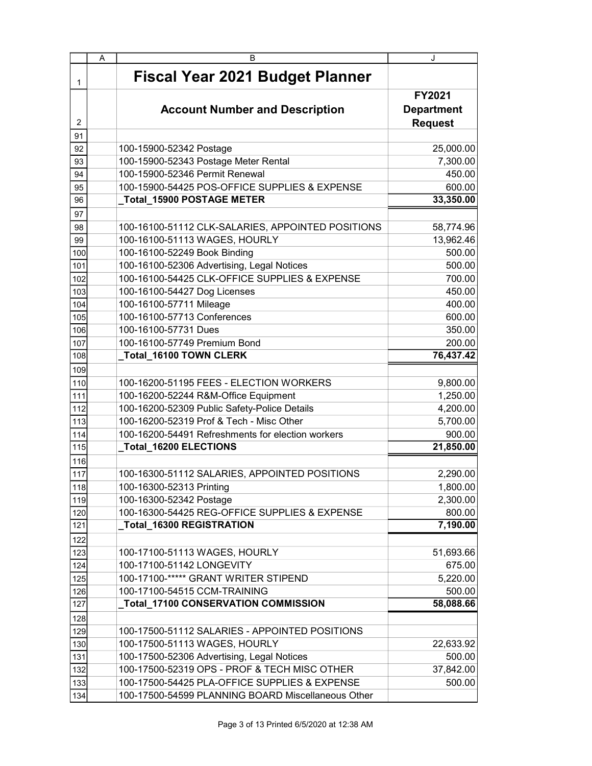# Fiscal Year 2021 Budget Planner

| Account Number and Description | FY2021 Department Request |
|---|---|
| 100-15900-52342 Postage | 25,000.00 |
| 100-15900-52343 Postage Meter Rental | 7,300.00 |
| 100-15900-52346 Permit Renewal | 450.00 |
| 100-15900-54425 POS-OFFICE SUPPLIES & EXPENSE | 600.00 |
| **_Total_15900 POSTAGE METER** | **33,350.00** |
| | |
| 100-16100-51112 CLK-SALARIES, APPOINTED POSITIONS | 58,774.96 |
| 100-16100-51113 WAGES, HOURLY | 13,962.46 |
| 100-16100-52249 Book Binding | 500.00 |
| 100-16100-52306 Advertising, Legal Notices | 500.00 |
| 100-16100-54425 CLK-OFFICE SUPPLIES & EXPENSE | 700.00 |
| 100-16100-54427 Dog Licenses | 450.00 |
| 100-16100-57711 Mileage | 400.00 |
| 100-16100-57713 Conferences | 600.00 |
| 100-16100-57731 Dues | 350.00 |
| 100-16100-57749 Premium Bond | 200.00 |
| **_Total_16100 TOWN CLERK** | **76,437.42** |
| | |
| 100-16200-51195 FEES - ELECTION WORKERS | 9,800.00 |
| 100-16200-52244 R&M-Office Equipment | 1,250.00 |
| 100-16200-52309 Public Safety-Police Details | 4,200.00 |
| 100-16200-52319 Prof & Tech - Misc Other | 5,700.00 |
| 100-16200-54491 Refreshments for election workers | 900.00 |
| **_Total_16200 ELECTIONS** | **21,850.00** |
| | |
| 100-16300-51112 SALARIES, APPOINTED POSITIONS | 2,290.00 |
| 100-16300-52313 Printing | 1,800.00 |
| 100-16300-52342 Postage | 2,300.00 |
| 100-16300-54425 REG-OFFICE SUPPLIES & EXPENSE | 800.00 |
| **_Total_16300 REGISTRATION** | **7,190.00** |
| | |
| 100-17100-51113 WAGES, HOURLY | 51,693.66 |
| 100-17100-51142 LONGEVITY | 675.00 |
| 100-17100-***** GRANT WRITER STIPEND | 5,220.00 |
| 100-17100-54515 CCM-TRAINING | 500.00 |
| **_Total_17100 CONSERVATION COMMISSION** | **58,088.66** |
| | |
| 100-17500-51112 SALARIES - APPOINTED POSITIONS | |
| 100-17500-51113 WAGES, HOURLY | 22,633.92 |
| 100-17500-52306 Advertising, Legal Notices | 500.00 |
| 100-17500-52319 OPS - PROF & TECH MISC OTHER | 37,842.00 |
| 100-17500-54425 PLA-OFFICE SUPPLIES & EXPENSE | 500.00 |
| 100-17500-54599 PLANNING BOARD Miscellaneous Other | |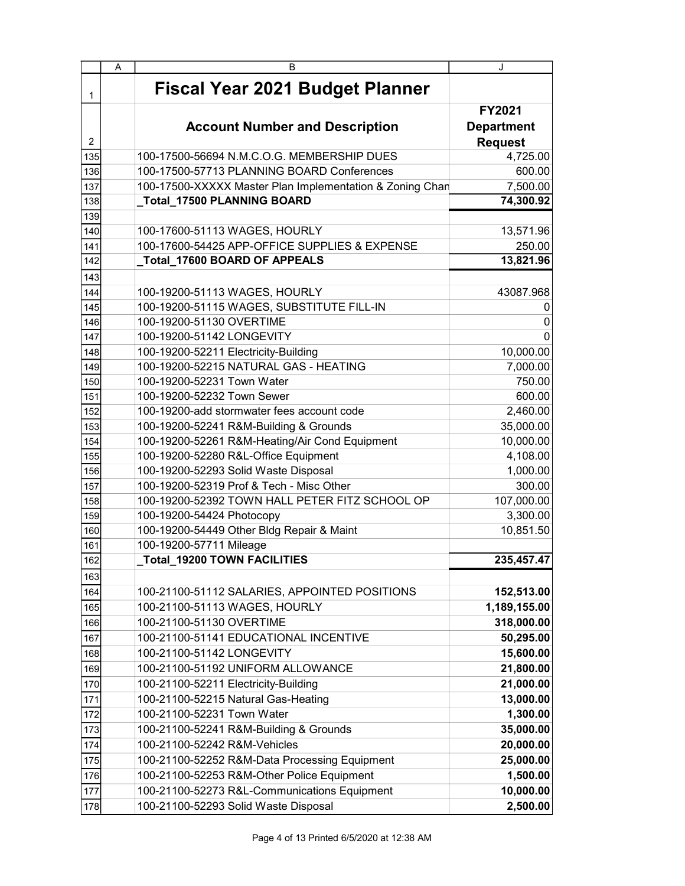# Fiscal Year 2021 Budget Planner

| Account Number and Description | FY2021 Department Request |
|---|---|
| 100-17500-56694 N.M.C.O.G. MEMBERSHIP DUES | 4,725.00 |
| 100-17500-57713 PLANNING BOARD Conferences | 600.00 |
| 100-17500-XXXXX Master Plan Implementation & Zoning Chan | 7,500.00 |
| **_Total_17500 PLANNING BOARD** | **74,300.92** |
| | |
| 100-17600-51113 WAGES, HOURLY | 13,571.96 |
| 100-17600-54425 APP-OFFICE SUPPLIES & EXPENSE | 250.00 |
| **_Total_17600 BOARD OF APPEALS** | **13,821.96** |
| | |
| 100-19200-51113 WAGES, HOURLY | 43087.968 |
| 100-19200-51115 WAGES, SUBSTITUTE FILL-IN | 0 |
| 100-19200-51130 OVERTIME | 0 |
| 100-19200-51142 LONGEVITY | 0 |
| 100-19200-52211 Electricity-Building | 10,000.00 |
| 100-19200-52215 NATURAL GAS - HEATING | 7,000.00 |
| 100-19200-52231 Town Water | 750.00 |
| 100-19200-52232 Town Sewer | 600.00 |
| 100-19200-add stormwater fees account code | 2,460.00 |
| 100-19200-52241 R&M-Building & Grounds | 35,000.00 |
| 100-19200-52261 R&M-Heating/Air Cond Equipment | 10,000.00 |
| 100-19200-52280 R&L-Office Equipment | 4,108.00 |
| 100-19200-52293 Solid Waste Disposal | 1,000.00 |
| 100-19200-52319 Prof & Tech - Misc Other | 300.00 |
| 100-19200-52392 TOWN HALL PETER FITZ SCHOOL OP | 107,000.00 |
| 100-19200-54424 Photocopy | 3,300.00 |
| 100-19200-54449 Other Bldg Repair & Maint | 10,851.50 |
| 100-19200-57711 Mileage | |
| **_Total_19200 TOWN FACILITIES** | **235,457.47** |
| | |
| 100-21100-51112 SALARIES, APPOINTED POSITIONS | **152,513.00** |
| 100-21100-51113 WAGES, HOURLY | **1,189,155.00** |
| 100-21100-51130 OVERTIME | **318,000.00** |
| 100-21100-51141 EDUCATIONAL INCENTIVE | **50,295.00** |
| 100-21100-51142 LONGEVITY | **15,600.00** |
| 100-21100-51192 UNIFORM ALLOWANCE | **21,800.00** |
| 100-21100-52211 Electricity-Building | **21,000.00** |
| 100-21100-52215 Natural Gas-Heating | **13,000.00** |
| 100-21100-52231 Town Water | **1,300.00** |
| 100-21100-52241 R&M-Building & Grounds | **35,000.00** |
| 100-21100-52242 R&M-Vehicles | **20,000.00** |
| 100-21100-52252 R&M-Data Processing Equipment | **25,000.00** |
| 100-21100-52253 R&M-Other Police Equipment | **1,500.00** |
| 100-21100-52273 R&L-Communications Equipment | **10,000.00** |
| 100-21100-52293 Solid Waste Disposal | **2,500.00** |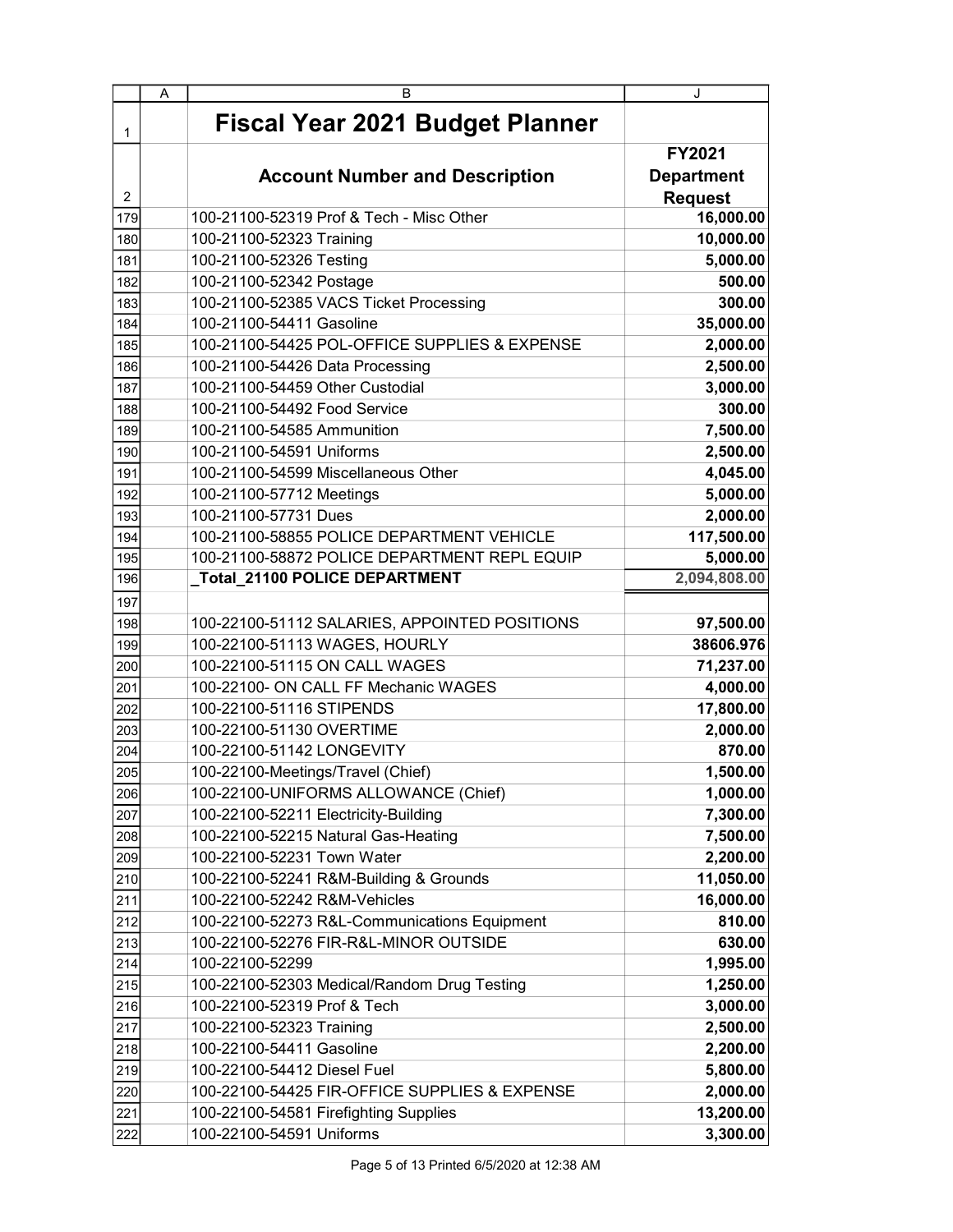# Fiscal Year 2021 Budget Planner

| | A | B | J |
|---|---|---|---|
| 1 | | **Fiscal Year 2021 Budget Planner** | |
| 2 | | **Account Number and Description** | **FY2021 Department Request** |
| 179 | | 100-21100-52319 Prof & Tech - Misc Other | **16,000.00** |
| 180 | | 100-21100-52323 Training | **10,000.00** |
| 181 | | 100-21100-52326 Testing | **5,000.00** |
| 182 | | 100-21100-52342 Postage | **500.00** |
| 183 | | 100-21100-52385 VACS Ticket Processing | **300.00** |
| 184 | | 100-21100-54411 Gasoline | **35,000.00** |
| 185 | | 100-21100-54425 POL-OFFICE SUPPLIES & EXPENSE | **2,000.00** |
| 186 | | 100-21100-54426 Data Processing | **2,500.00** |
| 187 | | 100-21100-54459 Other Custodial | **3,000.00** |
| 188 | | 100-21100-54492 Food Service | **300.00** |
| 189 | | 100-21100-54585 Ammunition | **7,500.00** |
| 190 | | 100-21100-54591 Uniforms | **2,500.00** |
| 191 | | 100-21100-54599 Miscellaneous Other | **4,045.00** |
| 192 | | 100-21100-57712 Meetings | **5,000.00** |
| 193 | | 100-21100-57731 Dues | **2,000.00** |
| 194 | | 100-21100-58855 POLICE DEPARTMENT VEHICLE | **117,500.00** |
| 195 | | 100-21100-58872 POLICE DEPARTMENT REPL EQUIP | **5,000.00** |
| 196 | | **_Total_21100 POLICE DEPARTMENT** | **2,094,808.00** |
| 197 | | | |
| 198 | | 100-22100-51112 SALARIES, APPOINTED POSITIONS | **97,500.00** |
| 199 | | 100-22100-51113 WAGES, HOURLY | **38606.976** |
| 200 | | 100-22100-51115 ON CALL WAGES | **71,237.00** |
| 201 | | 100-22100- ON CALL FF Mechanic WAGES | **4,000.00** |
| 202 | | 100-22100-51116 STIPENDS | **17,800.00** |
| 203 | | 100-22100-51130 OVERTIME | **2,000.00** |
| 204 | | 100-22100-51142 LONGEVITY | **870.00** |
| 205 | | 100-22100-Meetings/Travel (Chief) | **1,500.00** |
| 206 | | 100-22100-UNIFORMS ALLOWANCE (Chief) | **1,000.00** |
| 207 | | 100-22100-52211 Electricity-Building | **7,300.00** |
| 208 | | 100-22100-52215 Natural Gas-Heating | **7,500.00** |
| 209 | | 100-22100-52231 Town Water | **2,200.00** |
| 210 | | 100-22100-52241 R&M-Building & Grounds | **11,050.00** |
| 211 | | 100-22100-52242 R&M-Vehicles | **16,000.00** |
| 212 | | 100-22100-52273 R&L-Communications Equipment | **810.00** |
| 213 | | 100-22100-52276 FIR-R&L-MINOR OUTSIDE | **630.00** |
| 214 | | 100-22100-52299 | **1,995.00** |
| 215 | | 100-22100-52303 Medical/Random Drug Testing | **1,250.00** |
| 216 | | 100-22100-52319 Prof & Tech | **3,000.00** |
| 217 | | 100-22100-52323 Training | **2,500.00** |
| 218 | | 100-22100-54411 Gasoline | **2,200.00** |
| 219 | | 100-22100-54412 Diesel Fuel | **5,800.00** |
| 220 | | 100-22100-54425 FIR-OFFICE SUPPLIES & EXPENSE | **2,000.00** |
| 221 | | 100-22100-54581 Firefighting Supplies | **13,200.00** |
| 222 | | 100-22100-54591 Uniforms | **3,300.00** |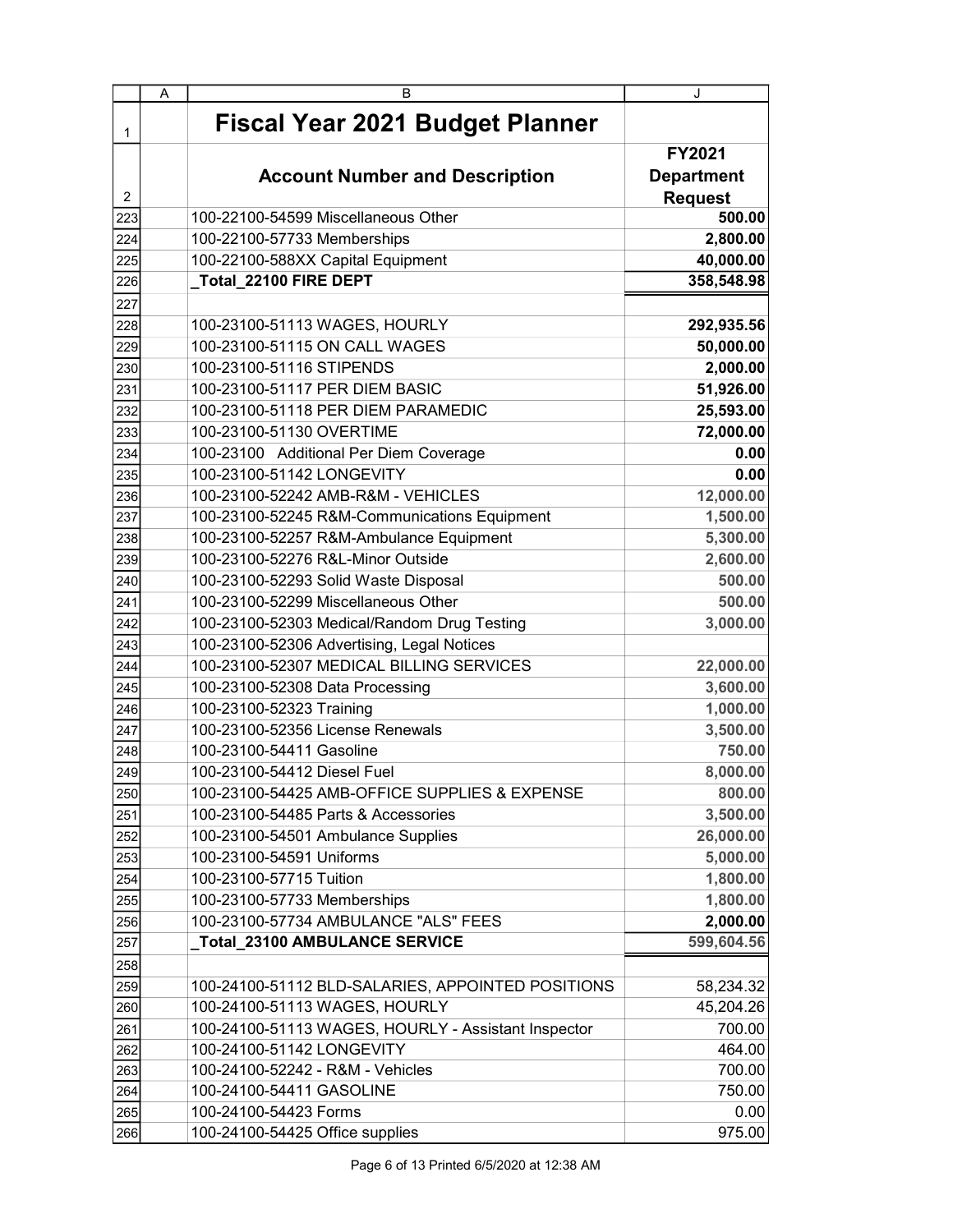|  | A | B | J |
|---|---|---|---|
| 1 |  | **Fiscal Year 2021 Budget Planner** |  |
| 2 |  | **Account Number and Description** | **FY2021 Department Request** |
| 223 |  | 100-22100-54599 Miscellaneous Other | **500.00** |
| 224 |  | 100-22100-57733 Memberships | **2,800.00** |
| 225 |  | 100-22100-588XX Capital Equipment | **40,000.00** |
| 226 |  | **_Total_22100 FIRE DEPT** | **358,548.98** |
| 227 |  |  |  |
| 228 |  | 100-23100-51113 WAGES, HOURLY | **292,935.56** |
| 229 |  | 100-23100-51115 ON CALL WAGES | **50,000.00** |
| 230 |  | 100-23100-51116 STIPENDS | **2,000.00** |
| 231 |  | 100-23100-51117 PER DIEM BASIC | **51,926.00** |
| 232 |  | 100-23100-51118 PER DIEM PARAMEDIC | **25,593.00** |
| 233 |  | 100-23100-51130 OVERTIME | **72,000.00** |
| 234 |  | 100-23100 Additional Per Diem Coverage | **0.00** |
| 235 |  | 100-23100-51142 LONGEVITY | **0.00** |
| 236 |  | 100-23100-52242 AMB-R&M - VEHICLES | **12,000.00** |
| 237 |  | 100-23100-52245 R&M-Communications Equipment | **1,500.00** |
| 238 |  | 100-23100-52257 R&M-Ambulance Equipment | **5,300.00** |
| 239 |  | 100-23100-52276 R&L-Minor Outside | **2,600.00** |
| 240 |  | 100-23100-52293 Solid Waste Disposal | **500.00** |
| 241 |  | 100-23100-52299 Miscellaneous Other | **500.00** |
| 242 |  | 100-23100-52303 Medical/Random Drug Testing | **3,000.00** |
| 243 |  | 100-23100-52306 Advertising, Legal Notices |  |
| 244 |  | 100-23100-52307 MEDICAL BILLING SERVICES | **22,000.00** |
| 245 |  | 100-23100-52308 Data Processing | **3,600.00** |
| 246 |  | 100-23100-52323 Training | **1,000.00** |
| 247 |  | 100-23100-52356 License Renewals | **3,500.00** |
| 248 |  | 100-23100-54411 Gasoline | **750.00** |
| 249 |  | 100-23100-54412 Diesel Fuel | **8,000.00** |
| 250 |  | 100-23100-54425 AMB-OFFICE SUPPLIES & EXPENSE | **800.00** |
| 251 |  | 100-23100-54485 Parts & Accessories | **3,500.00** |
| 252 |  | 100-23100-54501 Ambulance Supplies | **26,000.00** |
| 253 |  | 100-23100-54591 Uniforms | **5,000.00** |
| 254 |  | 100-23100-57715 Tuition | **1,800.00** |
| 255 |  | 100-23100-57733 Memberships | **1,800.00** |
| 256 |  | 100-23100-57734 AMBULANCE "ALS" FEES | **2,000.00** |
| 257 |  | **_Total_23100 AMBULANCE SERVICE** | **599,604.56** |
| 258 |  |  |  |
| 259 |  | 100-24100-51112 BLD-SALARIES, APPOINTED POSITIONS | 58,234.32 |
| 260 |  | 100-24100-51113 WAGES, HOURLY | 45,204.26 |
| 261 |  | 100-24100-51113 WAGES, HOURLY - Assistant Inspector | 700.00 |
| 262 |  | 100-24100-51142 LONGEVITY | 464.00 |
| 263 |  | 100-24100-52242 - R&M - Vehicles | 700.00 |
| 264 |  | 100-24100-54411 GASOLINE | 750.00 |
| 265 |  | 100-24100-54423 Forms | 0.00 |
| 266 |  | 100-24100-54425 Office supplies | 975.00 |

Printed 6/5/2020 at 12:38 AM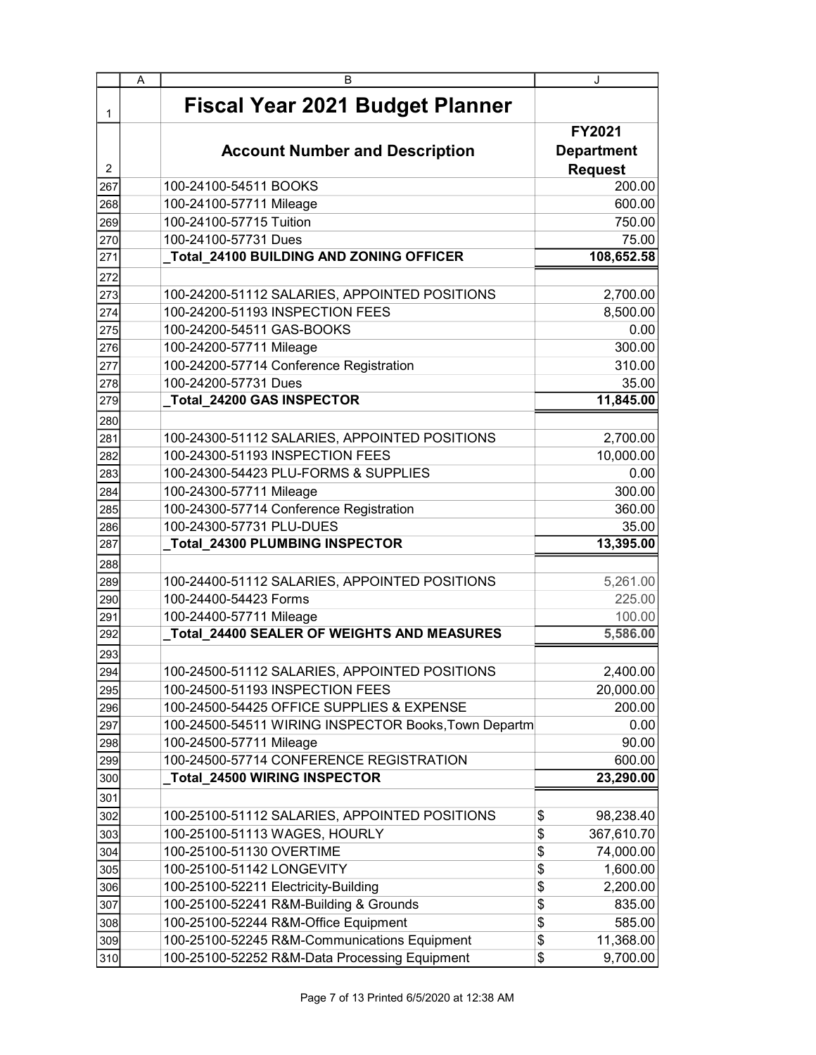# Fiscal Year 2021 Budget Planner

| Row | A | Account Number and Description | FY2021 Department Request |
|---|---|---|---|
| 267 | | 100-24100-54511 BOOKS | 200.00 |
| 268 | | 100-24100-57711 Mileage | 600.00 |
| 269 | | 100-24100-57715 Tuition | 750.00 |
| 270 | | 100-24100-57731 Dues | 75.00 |
| 271 | | **_Total_24100 BUILDING AND ZONING OFFICER** | **108,652.58** |
| 272 | | | |
| 273 | | 100-24200-51112 SALARIES, APPOINTED POSITIONS | 2,700.00 |
| 274 | | 100-24200-51193 INSPECTION FEES | 8,500.00 |
| 275 | | 100-24200-54511 GAS-BOOKS | 0.00 |
| 276 | | 100-24200-57711 Mileage | 300.00 |
| 277 | | 100-24200-57714 Conference Registration | 310.00 |
| 278 | | 100-24200-57731 Dues | 35.00 |
| 279 | | **_Total_24200 GAS INSPECTOR** | **11,845.00** |
| 280 | | | |
| 281 | | 100-24300-51112 SALARIES, APPOINTED POSITIONS | 2,700.00 |
| 282 | | 100-24300-51193 INSPECTION FEES | 10,000.00 |
| 283 | | 100-24300-54423 PLU-FORMS & SUPPLIES | 0.00 |
| 284 | | 100-24300-57711 Mileage | 300.00 |
| 285 | | 100-24300-57714 Conference Registration | 360.00 |
| 286 | | 100-24300-57731 PLU-DUES | 35.00 |
| 287 | | **_Total_24300 PLUMBING INSPECTOR** | **13,395.00** |
| 288 | | | |
| 289 | | 100-24400-51112 SALARIES, APPOINTED POSITIONS | 5,261.00 |
| 290 | | 100-24400-54423 Forms | 225.00 |
| 291 | | 100-24400-57711 Mileage | 100.00 |
| 292 | | **_Total_24400 SEALER OF WEIGHTS AND MEASURES** | **5,586.00** |
| 293 | | | |
| 294 | | 100-24500-51112 SALARIES, APPOINTED POSITIONS | 2,400.00 |
| 295 | | 100-24500-51193 INSPECTION FEES | 20,000.00 |
| 296 | | 100-24500-54425 OFFICE SUPPLIES & EXPENSE | 200.00 |
| 297 | | 100-24500-54511 WIRING INSPECTOR Books,Town Departm | 0.00 |
| 298 | | 100-24500-57711 Mileage | 90.00 |
| 299 | | 100-24500-57714 CONFERENCE REGISTRATION | 600.00 |
| 300 | | **_Total_24500 WIRING INSPECTOR** | **23,290.00** |
| 301 | | | |
| 302 | | 100-25100-51112 SALARIES, APPOINTED POSITIONS | $ 98,238.40 |
| 303 | | 100-25100-51113 WAGES, HOURLY | $ 367,610.70 |
| 304 | | 100-25100-51130 OVERTIME | $ 74,000.00 |
| 305 | | 100-25100-51142 LONGEVITY | $ 1,600.00 |
| 306 | | 100-25100-52211 Electricity-Building | $ 2,200.00 |
| 307 | | 100-25100-52241 R&M-Building & Grounds | $ 835.00 |
| 308 | | 100-25100-52244 R&M-Office Equipment | $ 585.00 |
| 309 | | 100-25100-52245 R&M-Communications Equipment | $ 11,368.00 |
| 310 | | 100-25100-52252 R&M-Data Processing Equipment | $ 9,700.00 |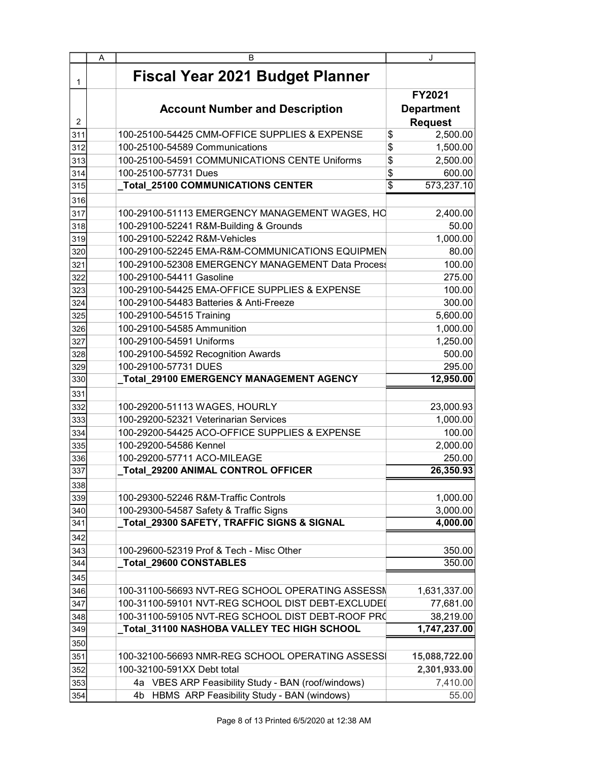# Fiscal Year 2021 Budget Planner

| Account Number and Description | FY2021 Department Request |
|---|---|
| 100-25100-54425 CMM-OFFICE SUPPLIES & EXPENSE | $ 2,500.00 |
| 100-25100-54589 Communications | $ 1,500.00 |
| 100-25100-54591 COMMUNICATIONS CENTE Uniforms | $ 2,500.00 |
| 100-25100-57731 Dues | $ 600.00 |
| **_Total_25100 COMMUNICATIONS CENTER** | **$ 573,237.10** |
| | |
| 100-29100-51113 EMERGENCY MANAGEMENT WAGES, HO | 2,400.00 |
| 100-29100-52241 R&M-Building & Grounds | 50.00 |
| 100-29100-52242 R&M-Vehicles | 1,000.00 |
| 100-29100-52245 EMA-R&M-COMMUNICATIONS EQUIPMEN | 80.00 |
| 100-29100-52308 EMERGENCY MANAGEMENT Data Process | 100.00 |
| 100-29100-54411 Gasoline | 275.00 |
| 100-29100-54425 EMA-OFFICE SUPPLIES & EXPENSE | 100.00 |
| 100-29100-54483 Batteries & Anti-Freeze | 300.00 |
| 100-29100-54515 Training | 5,600.00 |
| 100-29100-54585 Ammunition | 1,000.00 |
| 100-29100-54591 Uniforms | 1,250.00 |
| 100-29100-54592 Recognition Awards | 500.00 |
| 100-29100-57731 DUES | 295.00 |
| **_Total_29100 EMERGENCY MANAGEMENT AGENCY** | **12,950.00** |
| | |
| 100-29200-51113 WAGES, HOURLY | 23,000.93 |
| 100-29200-52321 Veterinarian Services | 1,000.00 |
| 100-29200-54425 ACO-OFFICE SUPPLIES & EXPENSE | 100.00 |
| 100-29200-54586 Kennel | 2,000.00 |
| 100-29200-57711 ACO-MILEAGE | 250.00 |
| **_Total_29200 ANIMAL CONTROL OFFICER** | **26,350.93** |
| | |
| 100-29300-52246 R&M-Traffic Controls | 1,000.00 |
| 100-29300-54587 Safety & Traffic Signs | 3,000.00 |
| **_Total_29300 SAFETY, TRAFFIC SIGNS & SIGNAL** | **4,000.00** |
| | |
| 100-29600-52319 Prof & Tech - Misc Other | 350.00 |
| **_Total_29600 CONSTABLES** | 350.00 |
| | |
| 100-31100-56693 NVT-REG SCHOOL OPERATING ASSESSM | 1,631,337.00 |
| 100-31100-59101 NVT-REG SCHOOL DIST DEBT-EXCLUDED | 77,681.00 |
| 100-31100-59105 NVT-REG SCHOOL DIST DEBT-ROOF PRO | 38,219.00 |
| **_Total_31100 NASHOBA VALLEY TEC HIGH SCHOOL** | **1,747,237.00** |
| | |
| 100-32100-56693 NMR-REG SCHOOL OPERATING ASSESSI | **15,088,722.00** |
| 100-32100-591XX Debt total | **2,301,933.00** |
| 4a VBES ARP Feasibility Study - BAN (roof/windows) | 7,410.00 |
| 4b HBMS ARP Feasibility Study - BAN (windows) | 55.00 |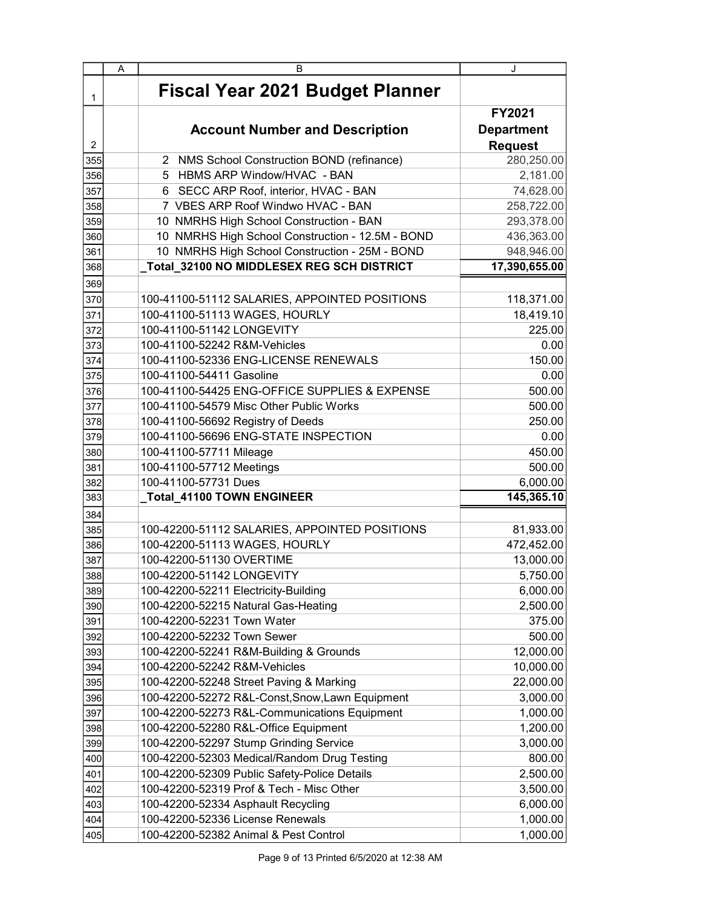| | A | B | J |
|---|---|---|---|
| 1 | | **Fiscal Year 2021 Budget Planner** | |
| 2 | | **Account Number and Description** | **FY2021 Department Request** |
| 355 | | 2 NMS School Construction BOND (refinance) | 280,250.00 |
| 356 | | 5 HBMS ARP Window/HVAC - BAN | 2,181.00 |
| 357 | | 6 SECC ARP Roof, interior, HVAC - BAN | 74,628.00 |
| 358 | | 7 VBES ARP Roof Windwo HVAC - BAN | 258,722.00 |
| 359 | | 10 NMRHS High School Construction - BAN | 293,378.00 |
| 360 | | 10 NMRHS High School Construction - 12.5M - BOND | 436,363.00 |
| 361 | | 10 NMRHS High School Construction - 25M - BOND | 948,946.00 |
| 368 | | **_Total_32100 NO MIDDLESEX REG SCH DISTRICT** | **17,390,655.00** |
| 369 | | | |
| 370 | | 100-41100-51112 SALARIES, APPOINTED POSITIONS | 118,371.00 |
| 371 | | 100-41100-51113 WAGES, HOURLY | 18,419.10 |
| 372 | | 100-41100-51142 LONGEVITY | 225.00 |
| 373 | | 100-41100-52242 R&M-Vehicles | 0.00 |
| 374 | | 100-41100-52336 ENG-LICENSE RENEWALS | 150.00 |
| 375 | | 100-41100-54411 Gasoline | 0.00 |
| 376 | | 100-41100-54425 ENG-OFFICE SUPPLIES & EXPENSE | 500.00 |
| 377 | | 100-41100-54579 Misc Other Public Works | 500.00 |
| 378 | | 100-41100-56692 Registry of Deeds | 250.00 |
| 379 | | 100-41100-56696 ENG-STATE INSPECTION | 0.00 |
| 380 | | 100-41100-57711 Mileage | 450.00 |
| 381 | | 100-41100-57712 Meetings | 500.00 |
| 382 | | 100-41100-57731 Dues | 6,000.00 |
| 383 | | **_Total_41100 TOWN ENGINEER** | **145,365.10** |
| 384 | | | |
| 385 | | 100-42200-51112 SALARIES, APPOINTED POSITIONS | 81,933.00 |
| 386 | | 100-42200-51113 WAGES, HOURLY | 472,452.00 |
| 387 | | 100-42200-51130 OVERTIME | 13,000.00 |
| 388 | | 100-42200-51142 LONGEVITY | 5,750.00 |
| 389 | | 100-42200-52211 Electricity-Building | 6,000.00 |
| 390 | | 100-42200-52215 Natural Gas-Heating | 2,500.00 |
| 391 | | 100-42200-52231 Town Water | 375.00 |
| 392 | | 100-42200-52232 Town Sewer | 500.00 |
| 393 | | 100-42200-52241 R&M-Building & Grounds | 12,000.00 |
| 394 | | 100-42200-52242 R&M-Vehicles | 10,000.00 |
| 395 | | 100-42200-52248 Street Paving & Marking | 22,000.00 |
| 396 | | 100-42200-52272 R&L-Const,Snow,Lawn Equipment | 3,000.00 |
| 397 | | 100-42200-52273 R&L-Communications Equipment | 1,000.00 |
| 398 | | 100-42200-52280 R&L-Office Equipment | 1,200.00 |
| 399 | | 100-42200-52297 Stump Grinding Service | 3,000.00 |
| 400 | | 100-42200-52303 Medical/Random Drug Testing | 800.00 |
| 401 | | 100-42200-52309 Public Safety-Police Details | 2,500.00 |
| 402 | | 100-42200-52319 Prof & Tech - Misc Other | 3,500.00 |
| 403 | | 100-42200-52334 Asphault Recycling | 6,000.00 |
| 404 | | 100-42200-52336 License Renewals | 1,000.00 |
| 405 | | 100-42200-52382 Animal & Pest Control | 1,000.00 |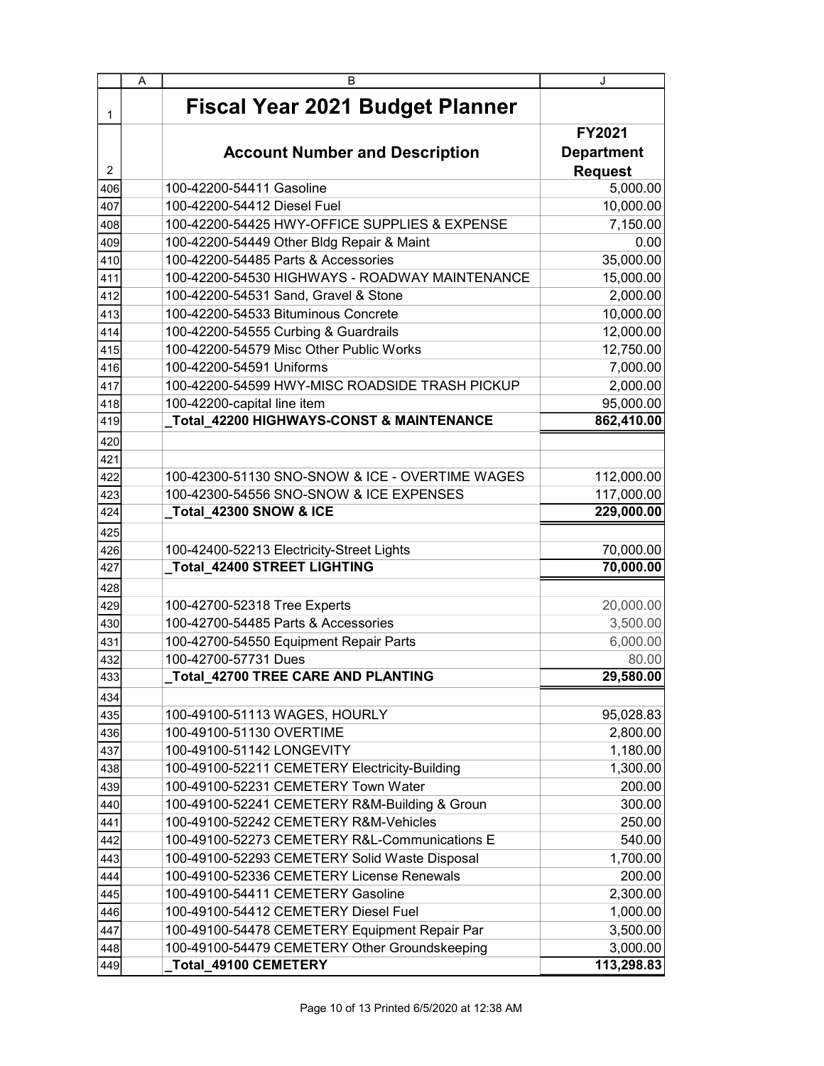# Fiscal Year 2021 Budget Planner

| Account Number and Description | FY2021 Department Request |
|---|---|
| 100-42200-54411 Gasoline | 5,000.00 |
| 100-42200-54412 Diesel Fuel | 10,000.00 |
| 100-42200-54425 HWY-OFFICE SUPPLIES & EXPENSE | 7,150.00 |
| 100-42200-54449 Other Bldg Repair & Maint | 0.00 |
| 100-42200-54485 Parts & Accessories | 35,000.00 |
| 100-42200-54530 HIGHWAYS - ROADWAY MAINTENANCE | 15,000.00 |
| 100-42200-54531 Sand, Gravel & Stone | 2,000.00 |
| 100-42200-54533 Bituminous Concrete | 10,000.00 |
| 100-42200-54555 Curbing & Guardrails | 12,000.00 |
| 100-42200-54579 Misc Other Public Works | 12,750.00 |
| 100-42200-54591 Uniforms | 7,000.00 |
| 100-42200-54599 HWY-MISC ROADSIDE TRASH PICKUP | 2,000.00 |
| 100-42200-capital line item | 95,000.00 |
| **_Total_42200 HIGHWAYS-CONST & MAINTENANCE** | **862,410.00** |
| | |
| | |
| 100-42300-51130 SNO-SNOW & ICE - OVERTIME WAGES | 112,000.00 |
| 100-42300-54556 SNO-SNOW & ICE EXPENSES | 117,000.00 |
| **_Total_42300 SNOW & ICE** | **229,000.00** |
| | |
| 100-42400-52213 Electricity-Street Lights | 70,000.00 |
| **_Total_42400 STREET LIGHTING** | **70,000.00** |
| | |
| 100-42700-52318 Tree Experts | 20,000.00 |
| 100-42700-54485 Parts & Accessories | 3,500.00 |
| 100-42700-54550 Equipment Repair Parts | 6,000.00 |
| 100-42700-57731 Dues | 80.00 |
| **_Total_42700 TREE CARE AND PLANTING** | **29,580.00** |
| | |
| 100-49100-51113 WAGES, HOURLY | 95,028.83 |
| 100-49100-51130 OVERTIME | 2,800.00 |
| 100-49100-51142 LONGEVITY | 1,180.00 |
| 100-49100-52211 CEMETERY Electricity-Building | 1,300.00 |
| 100-49100-52231 CEMETERY Town Water | 200.00 |
| 100-49100-52241 CEMETERY R&M-Building & Groun | 300.00 |
| 100-49100-52242 CEMETERY R&M-Vehicles | 250.00 |
| 100-49100-52273 CEMETERY R&L-Communications E | 540.00 |
| 100-49100-52293 CEMETERY Solid Waste Disposal | 1,700.00 |
| 100-49100-52336 CEMETERY License Renewals | 200.00 |
| 100-49100-54411 CEMETERY Gasoline | 2,300.00 |
| 100-49100-54412 CEMETERY Diesel Fuel | 1,000.00 |
| 100-49100-54478 CEMETERY Equipment Repair Par | 3,500.00 |
| 100-49100-54479 CEMETERY Other Groundskeeping | 3,000.00 |
| **_Total_49100 CEMETERY** | **113,298.83** |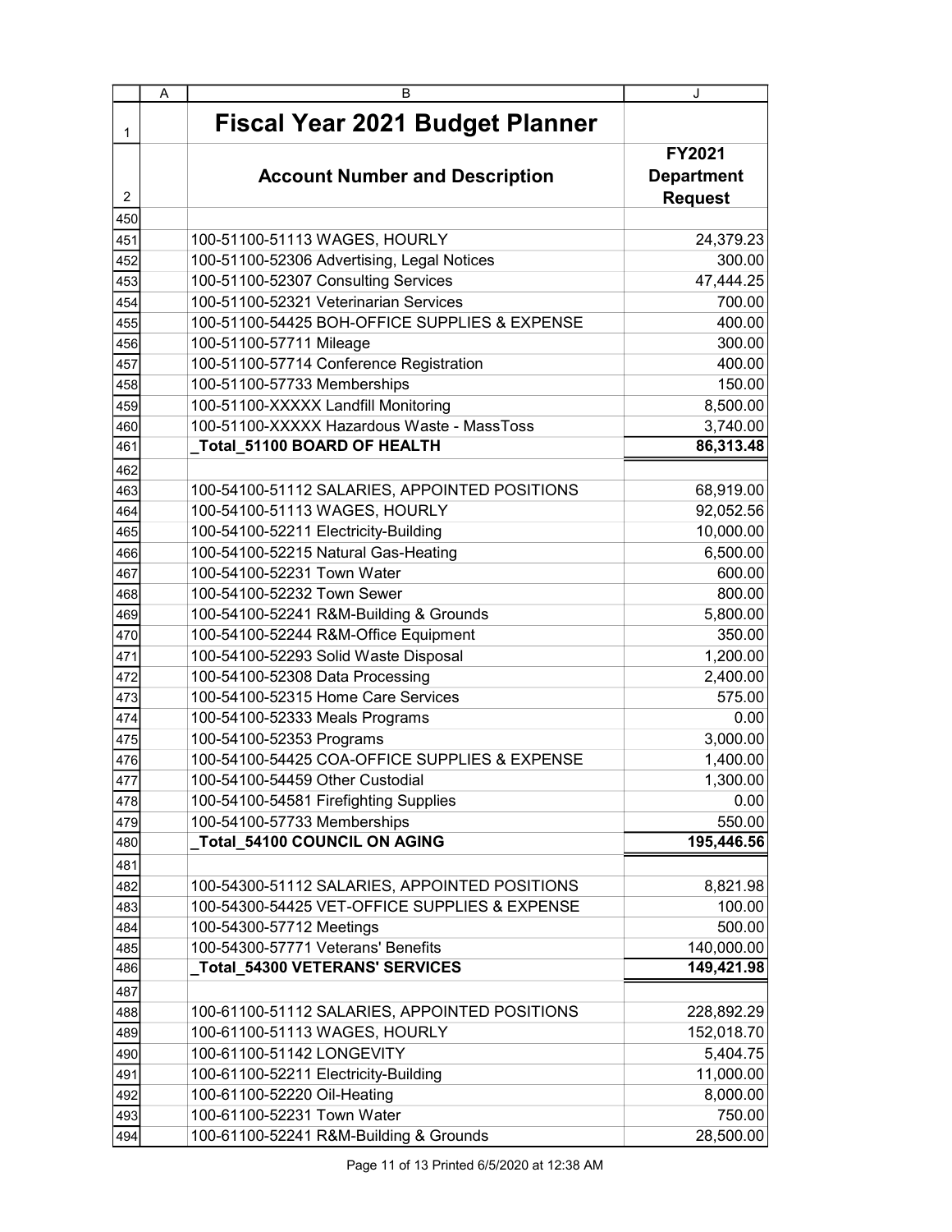# Fiscal Year 2021 Budget Planner

| Account Number and Description | FY2021 Department Request |
|---|---|
| | |
| 100-51100-51113 WAGES, HOURLY | 24,379.23 |
| 100-51100-52306 Advertising, Legal Notices | 300.00 |
| 100-51100-52307 Consulting Services | 47,444.25 |
| 100-51100-52321 Veterinarian Services | 700.00 |
| 100-51100-54425 BOH-OFFICE SUPPLIES & EXPENSE | 400.00 |
| 100-51100-57711 Mileage | 300.00 |
| 100-51100-57714 Conference Registration | 400.00 |
| 100-51100-57733 Memberships | 150.00 |
| 100-51100-XXXXX Landfill Monitoring | 8,500.00 |
| 100-51100-XXXXX Hazardous Waste - MassToss | 3,740.00 |
| **_Total_51100 BOARD OF HEALTH** | **86,313.48** |
| | |
| 100-54100-51112 SALARIES, APPOINTED POSITIONS | 68,919.00 |
| 100-54100-51113 WAGES, HOURLY | 92,052.56 |
| 100-54100-52211 Electricity-Building | 10,000.00 |
| 100-54100-52215 Natural Gas-Heating | 6,500.00 |
| 100-54100-52231 Town Water | 600.00 |
| 100-54100-52232 Town Sewer | 800.00 |
| 100-54100-52241 R&M-Building & Grounds | 5,800.00 |
| 100-54100-52244 R&M-Office Equipment | 350.00 |
| 100-54100-52293 Solid Waste Disposal | 1,200.00 |
| 100-54100-52308 Data Processing | 2,400.00 |
| 100-54100-52315 Home Care Services | 575.00 |
| 100-54100-52333 Meals Programs | 0.00 |
| 100-54100-52353 Programs | 3,000.00 |
| 100-54100-54425 COA-OFFICE SUPPLIES & EXPENSE | 1,400.00 |
| 100-54100-54459 Other Custodial | 1,300.00 |
| 100-54100-54581 Firefighting Supplies | 0.00 |
| 100-54100-57733 Memberships | 550.00 |
| **_Total_54100 COUNCIL ON AGING** | **195,446.56** |
| | |
| 100-54300-51112 SALARIES, APPOINTED POSITIONS | 8,821.98 |
| 100-54300-54425 VET-OFFICE SUPPLIES & EXPENSE | 100.00 |
| 100-54300-57712 Meetings | 500.00 |
| 100-54300-57771 Veterans' Benefits | 140,000.00 |
| **_Total_54300 VETERANS' SERVICES** | **149,421.98** |
| | |
| 100-61100-51112 SALARIES, APPOINTED POSITIONS | 228,892.29 |
| 100-61100-51113 WAGES, HOURLY | 152,018.70 |
| 100-61100-51142 LONGEVITY | 5,404.75 |
| 100-61100-52211 Electricity-Building | 11,000.00 |
| 100-61100-52220 Oil-Heating | 8,000.00 |
| 100-61100-52231 Town Water | 750.00 |
| 100-61100-52241 R&M-Building & Grounds | 28,500.00 |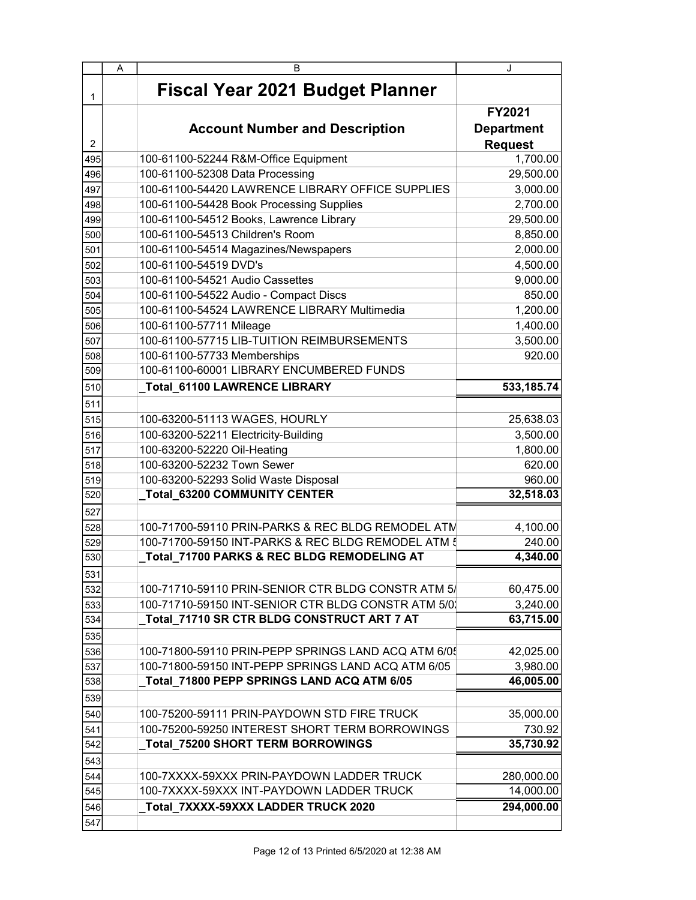# Fiscal Year 2021 Budget Planner

| Account Number and Description | FY2021 Department Request |
|---|---|
| 100-61100-52244 R&M-Office Equipment | 1,700.00 |
| 100-61100-52308 Data Processing | 29,500.00 |
| 100-61100-54420 LAWRENCE LIBRARY OFFICE SUPPLIES | 3,000.00 |
| 100-61100-54428 Book Processing Supplies | 2,700.00 |
| 100-61100-54512 Books, Lawrence Library | 29,500.00 |
| 100-61100-54513 Children's Room | 8,850.00 |
| 100-61100-54514 Magazines/Newspapers | 2,000.00 |
| 100-61100-54519 DVD's | 4,500.00 |
| 100-61100-54521 Audio Cassettes | 9,000.00 |
| 100-61100-54522 Audio - Compact Discs | 850.00 |
| 100-61100-54524 LAWRENCE LIBRARY Multimedia | 1,200.00 |
| 100-61100-57711 Mileage | 1,400.00 |
| 100-61100-57715 LIB-TUITION REIMBURSEMENTS | 3,500.00 |
| 100-61100-57733 Memberships | 920.00 |
| 100-61100-60001 LIBRARY ENCUMBERED FUNDS | |
| **_Total_61100 LAWRENCE LIBRARY** | **533,185.74** |
| | |
| 100-63200-51113 WAGES, HOURLY | 25,638.03 |
| 100-63200-52211 Electricity-Building | 3,500.00 |
| 100-63200-52220 Oil-Heating | 1,800.00 |
| 100-63200-52232 Town Sewer | 620.00 |
| 100-63200-52293 Solid Waste Disposal | 960.00 |
| **_Total_63200 COMMUNITY CENTER** | **32,518.03** |
| | |
| 100-71700-59110 PRIN-PARKS & REC BLDG REMODEL ATM | 4,100.00 |
| 100-71700-59150 INT-PARKS & REC BLDG REMODEL ATM 5 | 240.00 |
| **_Total_71700 PARKS & REC BLDG REMODELING AT** | **4,340.00** |
| | |
| 100-71710-59110 PRIN-SENIOR CTR BLDG CONSTR ATM 5/ | 60,475.00 |
| 100-71710-59150 INT-SENIOR CTR BLDG CONSTR ATM 5/0 | 3,240.00 |
| **_Total_71710 SR CTR BLDG CONSTRUCT ART 7 AT** | **63,715.00** |
| | |
| 100-71800-59110 PRIN-PEPP SPRINGS LAND ACQ ATM 6/05 | 42,025.00 |
| 100-71800-59150 INT-PEPP SPRINGS LAND ACQ ATM 6/05 | 3,980.00 |
| **_Total_71800 PEPP SPRINGS LAND ACQ ATM 6/05** | **46,005.00** |
| | |
| 100-75200-59111 PRIN-PAYDOWN STD FIRE TRUCK | 35,000.00 |
| 100-75200-59250 INTEREST SHORT TERM BORROWINGS | 730.92 |
| **_Total_75200 SHORT TERM BORROWINGS** | **35,730.92** |
| | |
| 100-7XXXX-59XXX PRIN-PAYDOWN LADDER TRUCK | 280,000.00 |
| 100-7XXXX-59XXX INT-PAYDOWN LADDER TRUCK | 14,000.00 |
| **_Total_7XXXX-59XXX LADDER TRUCK 2020** | **294,000.00** |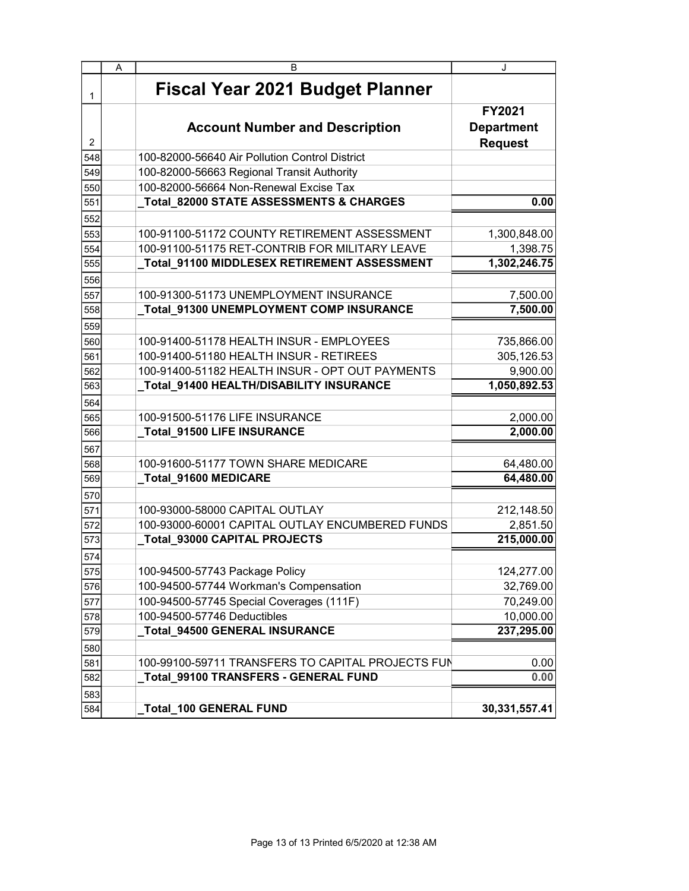| | A | B | J |
|---|---|---|---|
| 1 | | **Fiscal Year 2021 Budget Planner** | |
| 2 | | **Account Number and Description** | **FY2021 Department Request** |
| 548 | | 100-82000-56640 Air Pollution Control District | |
| 549 | | 100-82000-56663 Regional Transit Authority | |
| 550 | | 100-82000-56664 Non-Renewal Excise Tax | |
| 551 | | **_Total_82000 STATE ASSESSMENTS & CHARGES** | **0.00** |
| 552 | | | |
| 553 | | 100-91100-51172 COUNTY RETIREMENT ASSESSMENT | 1,300,848.00 |
| 554 | | 100-91100-51175 RET-CONTRIB FOR MILITARY LEAVE | 1,398.75 |
| 555 | | **_Total_91100 MIDDLESEX RETIREMENT ASSESSMENT** | **1,302,246.75** |
| 556 | | | |
| 557 | | 100-91300-51173 UNEMPLOYMENT INSURANCE | 7,500.00 |
| 558 | | **_Total_91300 UNEMPLOYMENT COMP INSURANCE** | **7,500.00** |
| 559 | | | |
| 560 | | 100-91400-51178 HEALTH INSUR - EMPLOYEES | 735,866.00 |
| 561 | | 100-91400-51180 HEALTH INSUR - RETIREES | 305,126.53 |
| 562 | | 100-91400-51182 HEALTH INSUR - OPT OUT PAYMENTS | 9,900.00 |
| 563 | | **_Total_91400 HEALTH/DISABILITY INSURANCE** | **1,050,892.53** |
| 564 | | | |
| 565 | | 100-91500-51176 LIFE INSURANCE | 2,000.00 |
| 566 | | **_Total_91500 LIFE INSURANCE** | **2,000.00** |
| 567 | | | |
| 568 | | 100-91600-51177 TOWN SHARE MEDICARE | 64,480.00 |
| 569 | | **_Total_91600 MEDICARE** | **64,480.00** |
| 570 | | | |
| 571 | | 100-93000-58000 CAPITAL OUTLAY | 212,148.50 |
| 572 | | 100-93000-60001 CAPITAL OUTLAY ENCUMBERED FUNDS | 2,851.50 |
| 573 | | **_Total_93000 CAPITAL PROJECTS** | **215,000.00** |
| 574 | | | |
| 575 | | 100-94500-57743 Package Policy | 124,277.00 |
| 576 | | 100-94500-57744 Workman's Compensation | 32,769.00 |
| 577 | | 100-94500-57745 Special Coverages (111F) | 70,249.00 |
| 578 | | 100-94500-57746 Deductibles | 10,000.00 |
| 579 | | **_Total_94500 GENERAL INSURANCE** | **237,295.00** |
| 580 | | | |
| 581 | | 100-99100-59711 TRANSFERS TO CAPITAL PROJECTS FUN | 0.00 |
| 582 | | **_Total_99100 TRANSFERS - GENERAL FUND** | **0.00** |
| 583 | | | |
| 584 | | **_Total_100 GENERAL FUND** | **30,331,557.41** |

Printed 6/5/2020 at 12:38 AM